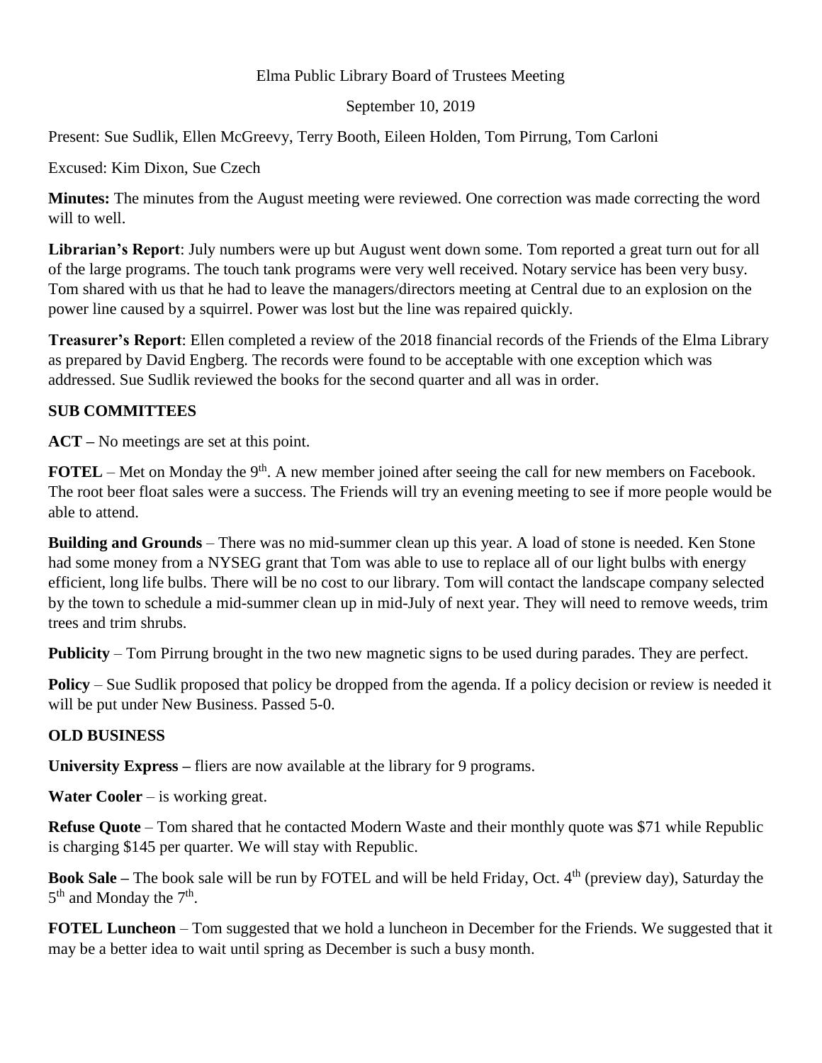Elma Public Library Board of Trustees Meeting

September 10, 2019

Present: Sue Sudlik, Ellen McGreevy, Terry Booth, Eileen Holden, Tom Pirrung, Tom Carloni

Excused: Kim Dixon, Sue Czech

**Minutes:** The minutes from the August meeting were reviewed. One correction was made correcting the word will to well.

**Librarian's Report**: July numbers were up but August went down some. Tom reported a great turn out for all of the large programs. The touch tank programs were very well received. Notary service has been very busy. Tom shared with us that he had to leave the managers/directors meeting at Central due to an explosion on the power line caused by a squirrel. Power was lost but the line was repaired quickly.

**Treasurer's Report**: Ellen completed a review of the 2018 financial records of the Friends of the Elma Library as prepared by David Engberg. The records were found to be acceptable with one exception which was addressed. Sue Sudlik reviewed the books for the second quarter and all was in order.

## SUB COMMITTEES

**ACT –** No meetings are set at this point.

**FOTEL** – Met on Monday the 9th. A new member joined after seeing the call for new members on Facebook. The root beer float sales were a success. The Friends will try an evening meeting to see if more people would be able to attend.

**Building and Grounds** – There was no mid-summer clean up this year. A load of stone is needed. Ken Stone had some money from a NYSEG grant that Tom was able to use to replace all of our light bulbs with energy efficient, long life bulbs. There will be no cost to our library. Tom will contact the landscape company selected by the town to schedule a mid-summer clean up in mid-July of next year. They will need to remove weeds, trim trees and trim shrubs.

**Publicity** – Tom Pirrung brought in the two new magnetic signs to be used during parades. They are perfect.

**Policy** – Sue Sudlik proposed that policy be dropped from the agenda. If a policy decision or review is needed it will be put under New Business. Passed 5-0.

## OLD BUSINESS

**University Express –** fliers are now available at the library for 9 programs.

**Water Cooler** – is working great.

**Refuse Quote** – Tom shared that he contacted Modern Waste and their monthly quote was $71 while Republic is charging $145 per quarter. We will stay with Republic.

**Book Sale –** The book sale will be run by FOTEL and will be held Friday, Oct. 4th (preview day), Saturday the 5th and Monday the 7th.

**FOTEL Luncheon** – Tom suggested that we hold a luncheon in December for the Friends. We suggested that it may be a better idea to wait until spring as December is such a busy month.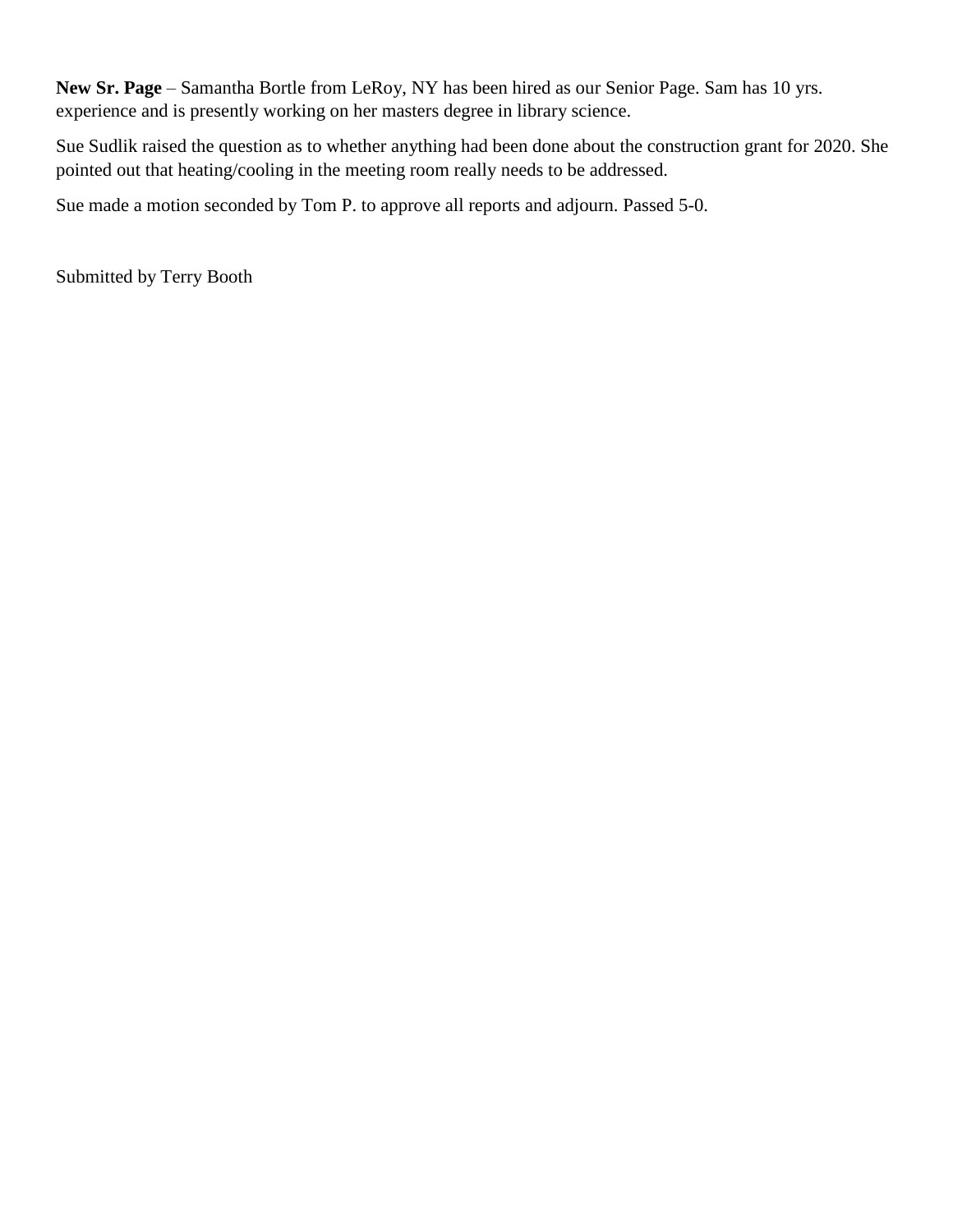**New Sr. Page** – Samantha Bortle from LeRoy, NY has been hired as our Senior Page. Sam has 10 yrs. experience and is presently working on her masters degree in library science.

Sue Sudlik raised the question as to whether anything had been done about the construction grant for 2020. She pointed out that heating/cooling in the meeting room really needs to be addressed.

Sue made a motion seconded by Tom P. to approve all reports and adjourn. Passed 5-0.

Submitted by Terry Booth